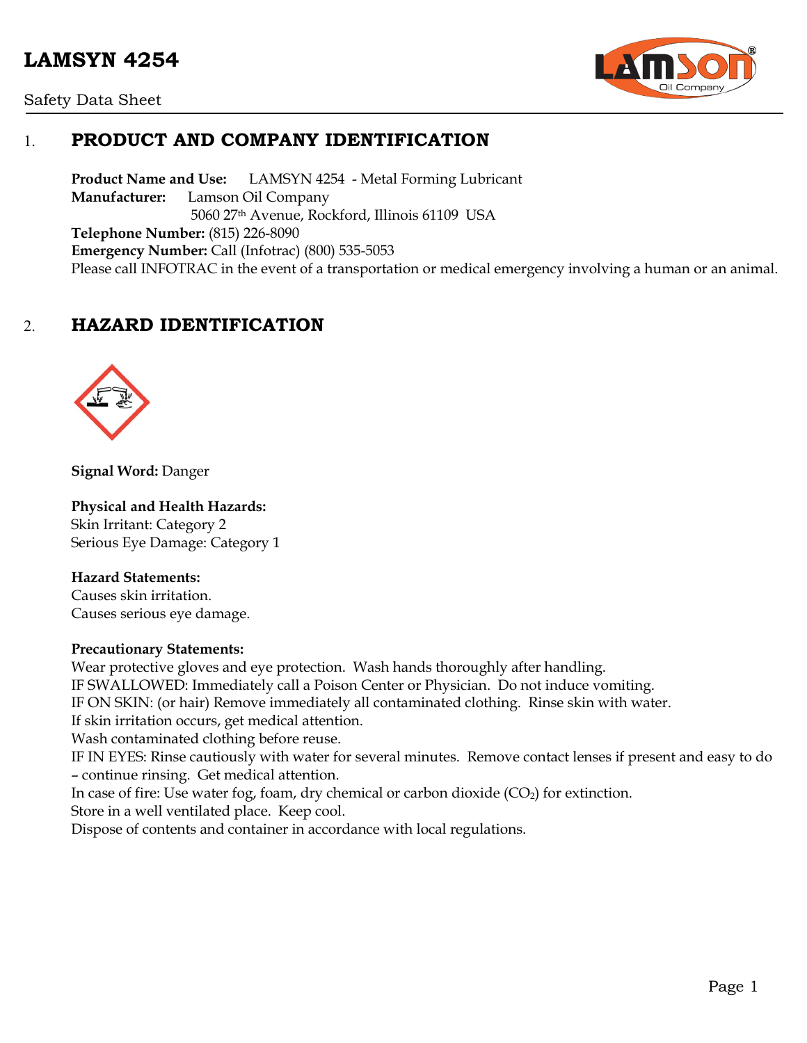# LAMSYN 4254

Safety Data Sheet

## 1. PRODUCT AND COMPANY IDENTIFICATION

**Product Name and Use:** LAMSYN 4254 - Metal Forming Lubricant
**Manufacturer:** Lamson Oil Company
5060 27th Avenue, Rockford, Illinois 61109 USA
**Telephone Number:** (815) 226-8090
**Emergency Number:** Call (Infotrac) (800) 535-5053
Please call INFOTRAC in the event of a transportation or medical emergency involving a human or an animal.

## 2. HAZARD IDENTIFICATION

**Signal Word:** Danger

**Physical and Health Hazards:**
Skin Irritant: Category 2
Serious Eye Damage: Category 1

**Hazard Statements:**
Causes skin irritation.
Causes serious eye damage.

**Precautionary Statements:**
Wear protective gloves and eye protection. Wash hands thoroughly after handling.
IF SWALLOWED: Immediately call a Poison Center or Physician. Do not induce vomiting.
IF ON SKIN: (or hair) Remove immediately all contaminated clothing. Rinse skin with water.
If skin irritation occurs, get medical attention.
Wash contaminated clothing before reuse.
IF IN EYES: Rinse cautiously with water for several minutes. Remove contact lenses if present and easy to do – continue rinsing. Get medical attention.
In case of fire: Use water fog, foam, dry chemical or carbon dioxide ($CO_2$) for extinction.
Store in a well ventilated place. Keep cool.
Dispose of contents and container in accordance with local regulations.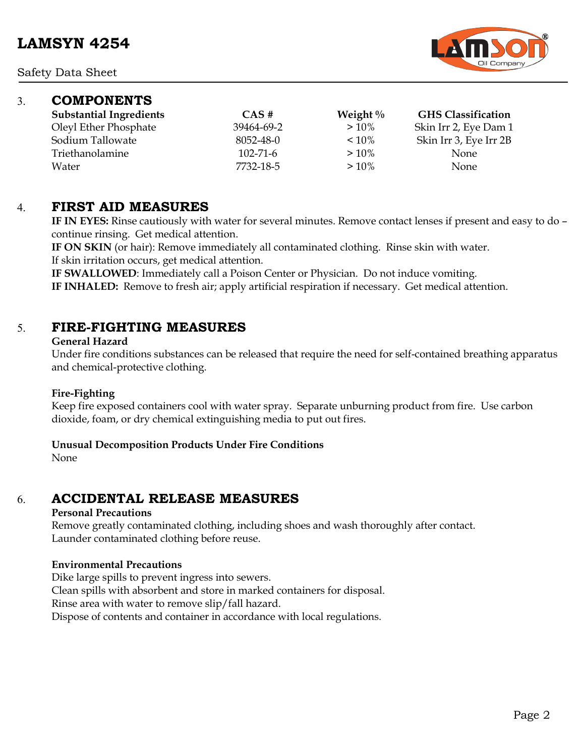## 3. COMPONENTS

| Substantial Ingredients | CAS # | Weight % | GHS Classification |
|---|---|---|---|
| Oleyl Ether Phosphate | 39464-69-2 | > 10% | Skin Irr 2, Eye Dam 1 |
| Sodium Tallowate | 8052-48-0 | < 10% | Skin Irr 3, Eye Irr 2B |
| Triethanolamine | 102-71-6 | > 10% | None |
| Water | 7732-18-5 | > 10% | None |

## 4. FIRST AID MEASURES

**IF IN EYES:** Rinse cautiously with water for several minutes. Remove contact lenses if present and easy to do – continue rinsing. Get medical attention.
**IF ON SKIN** (or hair): Remove immediately all contaminated clothing. Rinse skin with water.
If skin irritation occurs, get medical attention.
**IF SWALLOWED**: Immediately call a Poison Center or Physician. Do not induce vomiting.
**IF INHALED:** Remove to fresh air; apply artificial respiration if necessary. Get medical attention.

## 5. FIRE-FIGHTING MEASURES

**General Hazard**
Under fire conditions substances can be released that require the need for self-contained breathing apparatus and chemical-protective clothing.

**Fire-Fighting**
Keep fire exposed containers cool with water spray. Separate unburning product from fire. Use carbon dioxide, foam, or dry chemical extinguishing media to put out fires.

**Unusual Decomposition Products Under Fire Conditions**
None

## 6. ACCIDENTAL RELEASE MEASURES

**Personal Precautions**
Remove greatly contaminated clothing, including shoes and wash thoroughly after contact.
Launder contaminated clothing before reuse.

**Environmental Precautions**
Dike large spills to prevent ingress into sewers.
Clean spills with absorbent and store in marked containers for disposal.
Rinse area with water to remove slip/fall hazard.
Dispose of contents and container in accordance with local regulations.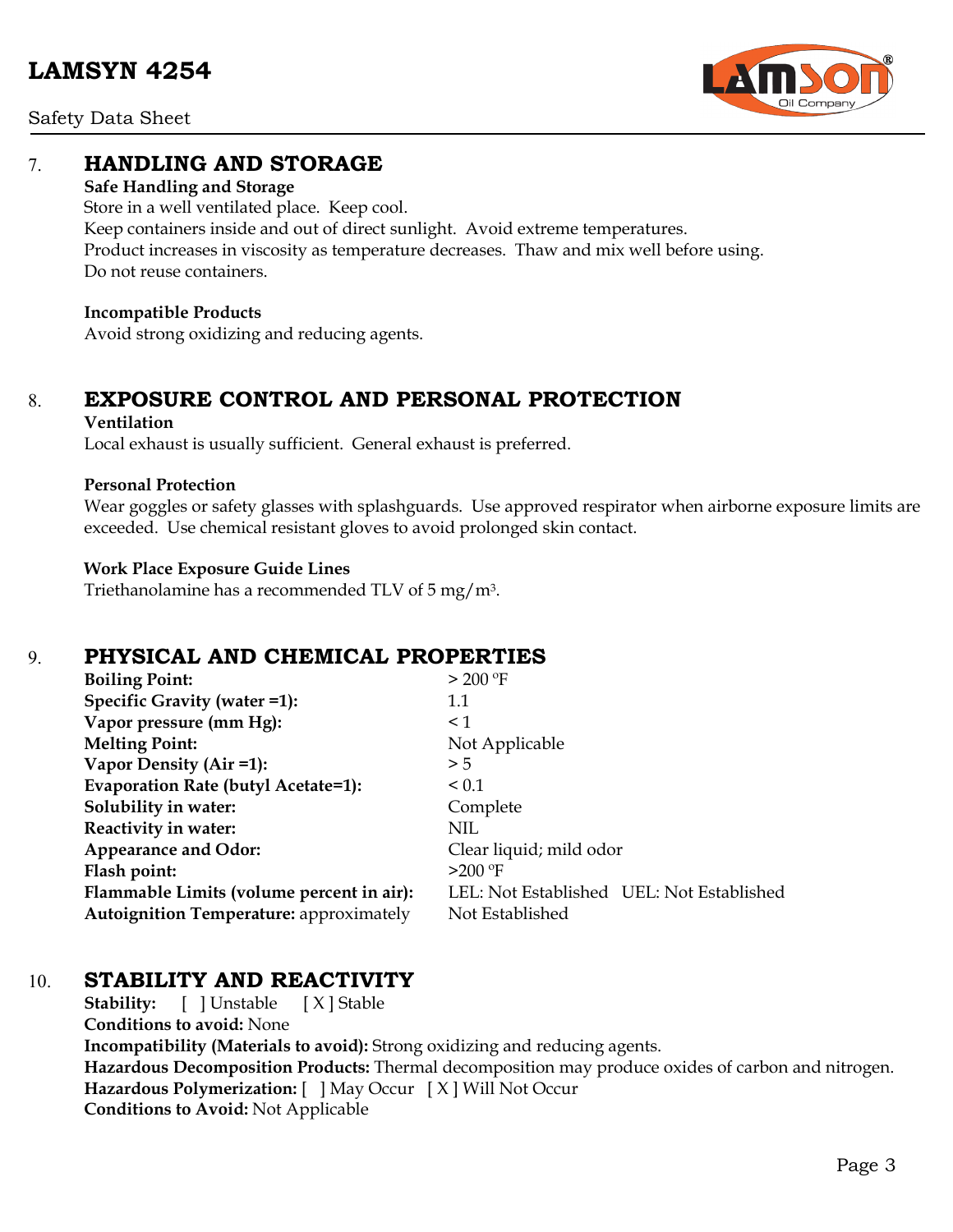## 7. HANDLING AND STORAGE

**Safe Handling and Storage**

Store in a well ventilated place. Keep cool.
Keep containers inside and out of direct sunlight. Avoid extreme temperatures.
Product increases in viscosity as temperature decreases. Thaw and mix well before using.
Do not reuse containers.

**Incompatible Products**

Avoid strong oxidizing and reducing agents.

## 8. EXPOSURE CONTROL AND PERSONAL PROTECTION

**Ventilation**

Local exhaust is usually sufficient. General exhaust is preferred.

**Personal Protection**

Wear goggles or safety glasses with splashguards. Use approved respirator when airborne exposure limits are exceeded. Use chemical resistant gloves to avoid prolonged skin contact.

**Work Place Exposure Guide Lines**

Triethanolamine has a recommended TLV of 5 $mg/m^3$.

## 9. PHYSICAL AND CHEMICAL PROPERTIES

| | |
|---|---|
| **Boiling Point:** | > 200 ºF |
| **Specific Gravity (water =1):** | 1.1 |
| **Vapor pressure (mm Hg):** | < 1 |
| **Melting Point:** | Not Applicable |
| **Vapor Density (Air =1):** | > 5 |
| **Evaporation Rate (butyl Acetate=1):** | < 0.1 |
| **Solubility in water:** | Complete |
| **Reactivity in water:** | NIL |
| **Appearance and Odor:** | Clear liquid; mild odor |
| **Flash point:** | >200 ºF |
| **Flammable Limits (volume percent in air):** | LEL: Not Established UEL: Not Established |
| **Autoignition Temperature:** approximately | Not Established |

## 10. STABILITY AND REACTIVITY

**Stability:** [ ] Unstable [ X ] Stable
**Conditions to avoid:** None
**Incompatibility (Materials to avoid):** Strong oxidizing and reducing agents.
**Hazardous Decomposition Products:** Thermal decomposition may produce oxides of carbon and nitrogen.
**Hazardous Polymerization:** [ ] May Occur [ X ] Will Not Occur
**Conditions to Avoid:** Not Applicable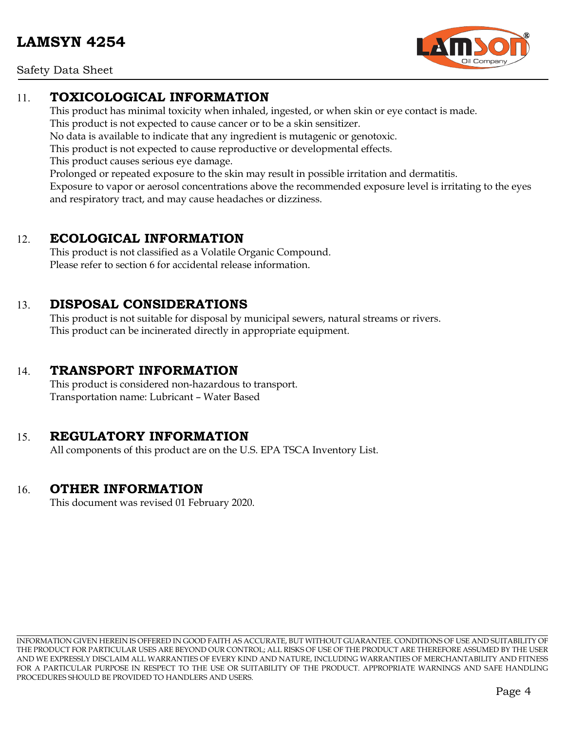## 11. TOXICOLOGICAL INFORMATION

This product has minimal toxicity when inhaled, ingested, or when skin or eye contact is made.
This product is not expected to cause cancer or to be a skin sensitizer.
No data is available to indicate that any ingredient is mutagenic or genotoxic.
This product is not expected to cause reproductive or developmental effects.
This product causes serious eye damage.
Prolonged or repeated exposure to the skin may result in possible irritation and dermatitis.
Exposure to vapor or aerosol concentrations above the recommended exposure level is irritating to the eyes and respiratory tract, and may cause headaches or dizziness.

## 12. ECOLOGICAL INFORMATION

This product is not classified as a Volatile Organic Compound.
Please refer to section 6 for accidental release information.

## 13. DISPOSAL CONSIDERATIONS

This product is not suitable for disposal by municipal sewers, natural streams or rivers.
This product can be incinerated directly in appropriate equipment.

## 14. TRANSPORT INFORMATION

This product is considered non-hazardous to transport.
Transportation name: Lubricant – Water Based

## 15. REGULATORY INFORMATION

All components of this product are on the U.S. EPA TSCA Inventory List.

## 16. OTHER INFORMATION

This document was revised 01 February 2020.

INFORMATION GIVEN HEREIN IS OFFERED IN GOOD FAITH AS ACCURATE, BUT WITHOUT GUARANTEE. CONDITIONS OF USE AND SUITABILITY OF THE PRODUCT FOR PARTICULAR USES ARE BEYOND OUR CONTROL; ALL RISKS OF USE OF THE PRODUCT ARE THEREFORE ASSUMED BY THE USER AND WE EXPRESSLY DISCLAIM ALL WARRANTIES OF EVERY KIND AND NATURE, INCLUDING WARRANTIES OF MERCHANTABILITY AND FITNESS FOR A PARTICULAR PURPOSE IN RESPECT TO THE USE OR SUITABILITY OF THE PRODUCT. APPROPRIATE WARNINGS AND SAFE HANDLING PROCEDURES SHOULD BE PROVIDED TO HANDLERS AND USERS.